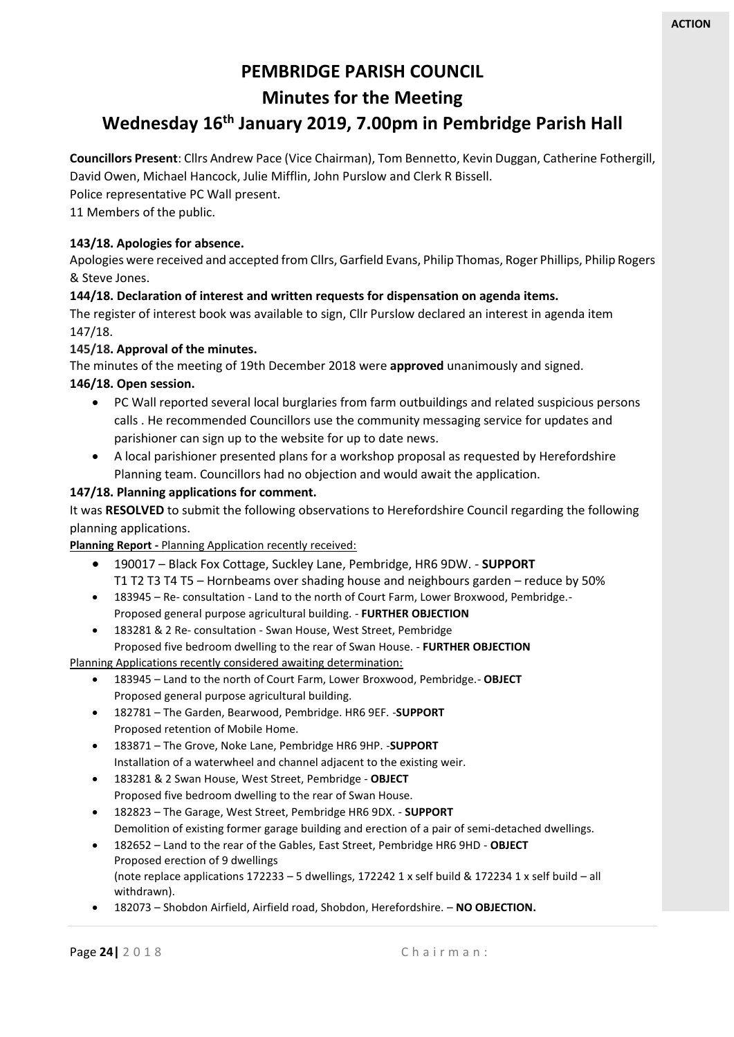**ACTION**

# PEMBRIDGE PARISH COUNCIL

## Minutes for the Meeting

## Wednesday 16th January 2019, 7.00pm in Pembridge Parish Hall

**Councillors Present**: Cllrs Andrew Pace (Vice Chairman), Tom Bennetto, Kevin Duggan, Catherine Fothergill, David Owen, Michael Hancock, Julie Mifflin, John Purslow and Clerk R Bissell.
Police representative PC Wall present.
11 Members of the public.

**143/18. Apologies for absence.**

Apologies were received and accepted from Cllrs, Garfield Evans, Philip Thomas, Roger Phillips, Philip Rogers & Steve Jones.

**144/18. Declaration of interest and written requests for dispensation on agenda items.**

The register of interest book was available to sign, Cllr Purslow declared an interest in agenda item 147/18.

**145/18. Approval of the minutes.**

The minutes of the meeting of 19th December 2018 were **approved** unanimously and signed.

**146/18. Open session.**

- PC Wall reported several local burglaries from farm outbuildings and related suspicious persons calls . He recommended Councillors use the community messaging service for updates and parishioner can sign up to the website for up to date news.
- A local parishioner presented plans for a workshop proposal as requested by Herefordshire Planning team. Councillors had no objection and would await the application.

**147/18. Planning applications for comment.**

It was **RESOLVED** to submit the following observations to Herefordshire Council regarding the following planning applications.

**Planning Report -** Planning Application recently received:

- 190017 – Black Fox Cottage, Suckley Lane, Pembridge, HR6 9DW. - **SUPPORT**
  T1 T2 T3 T4 T5 – Hornbeams over shading house and neighbours garden – reduce by 50%
- 183945 – Re- consultation - Land to the north of Court Farm, Lower Broxwood, Pembridge.- Proposed general purpose agricultural building. - **FURTHER OBJECTION**
- 183281 & 2 Re- consultation - Swan House, West Street, Pembridge
  Proposed five bedroom dwelling to the rear of Swan House. - **FURTHER OBJECTION**

Planning Applications recently considered awaiting determination:

- 183945 – Land to the north of Court Farm, Lower Broxwood, Pembridge.- **OBJECT**
  Proposed general purpose agricultural building.
- 182781 – The Garden, Bearwood, Pembridge. HR6 9EF. -**SUPPORT**
  Proposed retention of Mobile Home.
- 183871 – The Grove, Noke Lane, Pembridge HR6 9HP. -**SUPPORT**
  Installation of a waterwheel and channel adjacent to the existing weir.
- 183281 & 2 Swan House, West Street, Pembridge - **OBJECT**
  Proposed five bedroom dwelling to the rear of Swan House.
- 182823 – The Garage, West Street, Pembridge HR6 9DX. - **SUPPORT**
  Demolition of existing former garage building and erection of a pair of semi-detached dwellings.
- 182652 – Land to the rear of the Gables, East Street, Pembridge HR6 9HD - **OBJECT**
  Proposed erection of 9 dwellings
  (note replace applications 172233 – 5 dwellings, 172242 1 x self build & 172234 1 x self build – all withdrawn).
- 182073 – Shobdon Airfield, Airfield road, Shobdon, Herefordshire. – **NO OBJECTION.**

Chairman: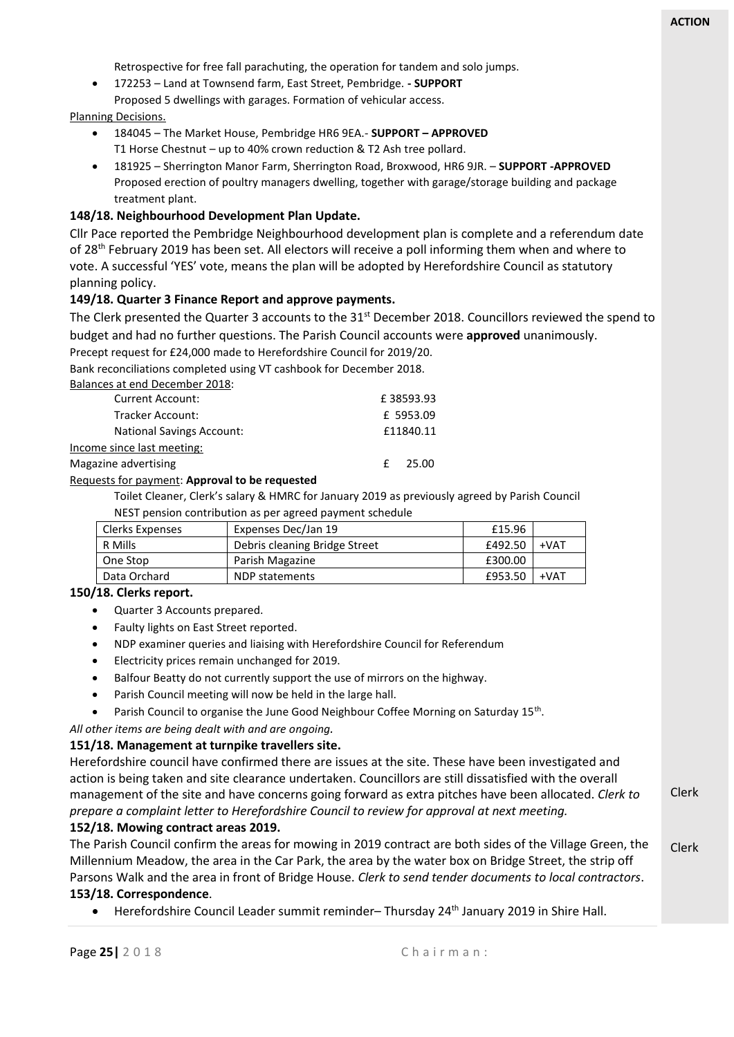**ACTION**

Retrospective for free fall parachuting, the operation for tandem and solo jumps.

- 172253 – Land at Townsend farm, East Street, Pembridge. **- SUPPORT**
  Proposed 5 dwellings with garages. Formation of vehicular access.

Planning Decisions.

- 184045 – The Market House, Pembridge HR6 9EA.- **SUPPORT – APPROVED**
  T1 Horse Chestnut – up to 40% crown reduction & T2 Ash tree pollard.
- 181925 – Sherrington Manor Farm, Sherrington Road, Broxwood, HR6 9JR. – **SUPPORT -APPROVED**
  Proposed erection of poultry managers dwelling, together with garage/storage building and package treatment plant.

**148/18. Neighbourhood Development Plan Update.**

Cllr Pace reported the Pembridge Neighbourhood development plan is complete and a referendum date of 28th February 2019 has been set. All electors will receive a poll informing them when and where to vote. A successful 'YES' vote, means the plan will be adopted by Herefordshire Council as statutory planning policy.

**149/18. Quarter 3 Finance Report and approve payments.**

The Clerk presented the Quarter 3 accounts to the 31st December 2018. Councillors reviewed the spend to budget and had no further questions. The Parish Council accounts were **approved** unanimously.

Precept request for £24,000 made to Herefordshire Council for 2019/20.

Bank reconciliations completed using VT cashbook for December 2018.

Balances at end December 2018:

| | |
|---|---|
| Current Account: | £ 38593.93 |
| Tracker Account: | £ 5953.09 |
| National Savings Account: | £11840.11 |

Income since last meeting:

| | |
|---|---|
| Magazine advertising | £ 25.00 |

Requests for payment: **Approval to be requested**

Toilet Cleaner, Clerk's salary & HMRC for January 2019 as previously agreed by Parish Council

NEST pension contribution as per agreed payment schedule

| | | | |
|---|---|---|---|
| Clerks Expenses | Expenses Dec/Jan 19 | £15.96 | |
| R Mills | Debris cleaning Bridge Street | £492.50 | +VAT |
| One Stop | Parish Magazine | £300.00 | |
| Data Orchard | NDP statements | £953.50 | +VAT |

**150/18. Clerks report.**

- Quarter 3 Accounts prepared.
- Faulty lights on East Street reported.
- NDP examiner queries and liaising with Herefordshire Council for Referendum
- Electricity prices remain unchanged for 2019.
- Balfour Beatty do not currently support the use of mirrors on the highway.
- Parish Council meeting will now be held in the large hall.
- Parish Council to organise the June Good Neighbour Coffee Morning on Saturday 15th.

*All other items are being dealt with and are ongoing.*

**151/18. Management at turnpike travellers site.**

Herefordshire council have confirmed there are issues at the site. These have been investigated and action is being taken and site clearance undertaken. Councillors are still dissatisfied with the overall management of the site and have concerns going forward as extra pitches have been allocated. *Clerk to prepare a complaint letter to Herefordshire Council to review for approval at next meeting.* — Clerk

**152/18. Mowing contract areas 2019.**

The Parish Council confirm the areas for mowing in 2019 contract are both sides of the Village Green, the Millennium Meadow, the area in the Car Park, the area by the water box on Bridge Street, the strip off Parsons Walk and the area in front of Bridge House. *Clerk to send tender documents to local contractors*. — Clerk

**153/18. Correspondence**.

- Herefordshire Council Leader summit reminder– Thursday 24th January 2019 in Shire Hall.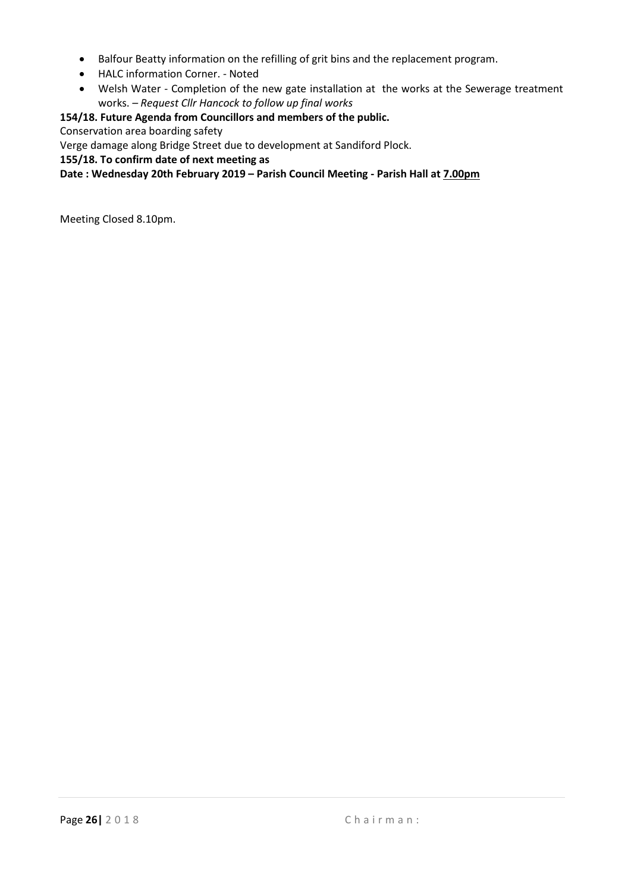- Balfour Beatty information on the refilling of grit bins and the replacement program.
- HALC information Corner. - Noted
- Welsh Water - Completion of the new gate installation at the works at the Sewerage treatment works. – *Request Cllr Hancock to follow up final works*

**154/18. Future Agenda from Councillors and members of the public.**

Conservation area boarding safety

Verge damage along Bridge Street due to development at Sandiford Plock.

**155/18. To confirm date of next meeting as**

**Date : Wednesday 20th February 2019 – Parish Council Meeting - Parish Hall at <u>7.00pm</u>**

Meeting Closed 8.10pm.

Chairman: